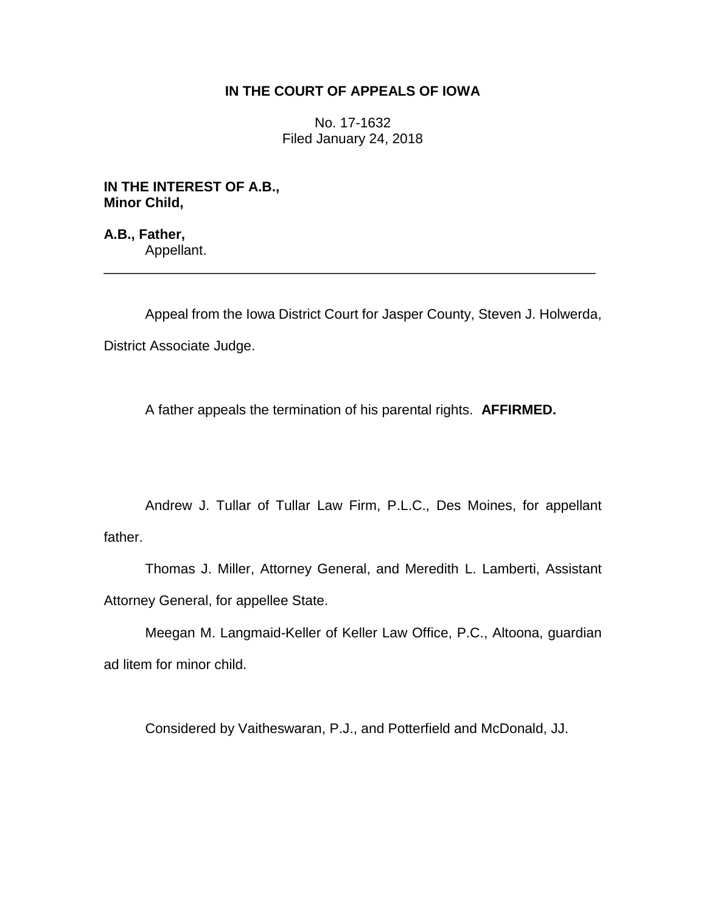**IN THE COURT OF APPEALS OF IOWA**

No. 17-1632
Filed January 24, 2018

**IN THE INTEREST OF A.B.,**
**Minor Child,**

**A.B., Father,**
Appellant.

---

Appeal from the Iowa District Court for Jasper County, Steven J. Holwerda, District Associate Judge.

A father appeals the termination of his parental rights. **AFFIRMED.**

Andrew J. Tullar of Tullar Law Firm, P.L.C., Des Moines, for appellant father.

Thomas J. Miller, Attorney General, and Meredith L. Lamberti, Assistant Attorney General, for appellee State.

Meegan M. Langmaid-Keller of Keller Law Office, P.C., Altoona, guardian ad litem for minor child.

Considered by Vaitheswaran, P.J., and Potterfield and McDonald, JJ.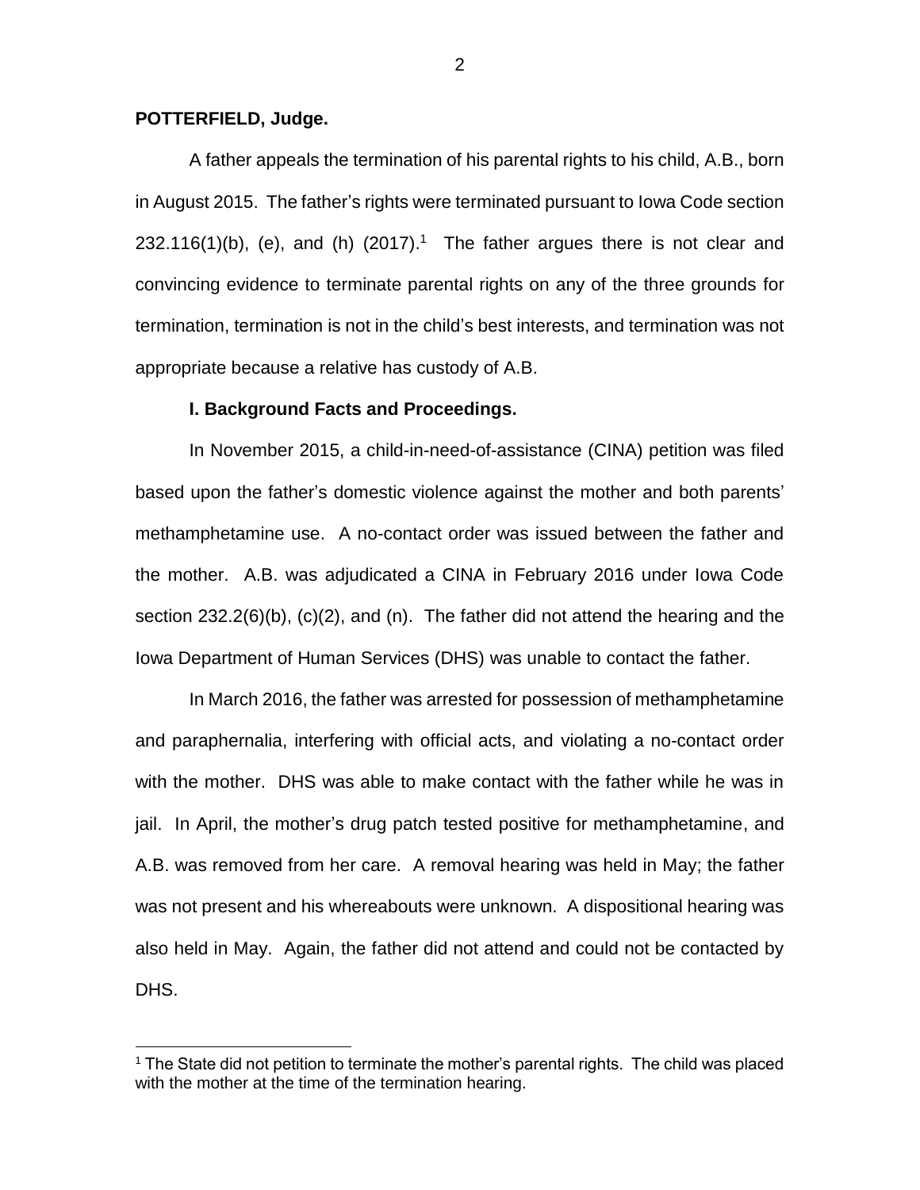**POTTERFIELD, Judge.**

A father appeals the termination of his parental rights to his child, A.B., born in August 2015. The father's rights were terminated pursuant to Iowa Code section 232.116(1)(b), (e), and (h) (2017).[1] The father argues there is not clear and convincing evidence to terminate parental rights on any of the three grounds for termination, termination is not in the child's best interests, and termination was not appropriate because a relative has custody of A.B.

**I. Background Facts and Proceedings.**

In November 2015, a child-in-need-of-assistance (CINA) petition was filed based upon the father's domestic violence against the mother and both parents' methamphetamine use. A no-contact order was issued between the father and the mother. A.B. was adjudicated a CINA in February 2016 under Iowa Code section 232.2(6)(b), (c)(2), and (n). The father did not attend the hearing and the Iowa Department of Human Services (DHS) was unable to contact the father.

In March 2016, the father was arrested for possession of methamphetamine and paraphernalia, interfering with official acts, and violating a no-contact order with the mother. DHS was able to make contact with the father while he was in jail. In April, the mother's drug patch tested positive for methamphetamine, and A.B. was removed from her care. A removal hearing was held in May; the father was not present and his whereabouts were unknown. A dispositional hearing was also held in May. Again, the father did not attend and could not be contacted by DHS.

[1] The State did not petition to terminate the mother's parental rights. The child was placed with the mother at the time of the termination hearing.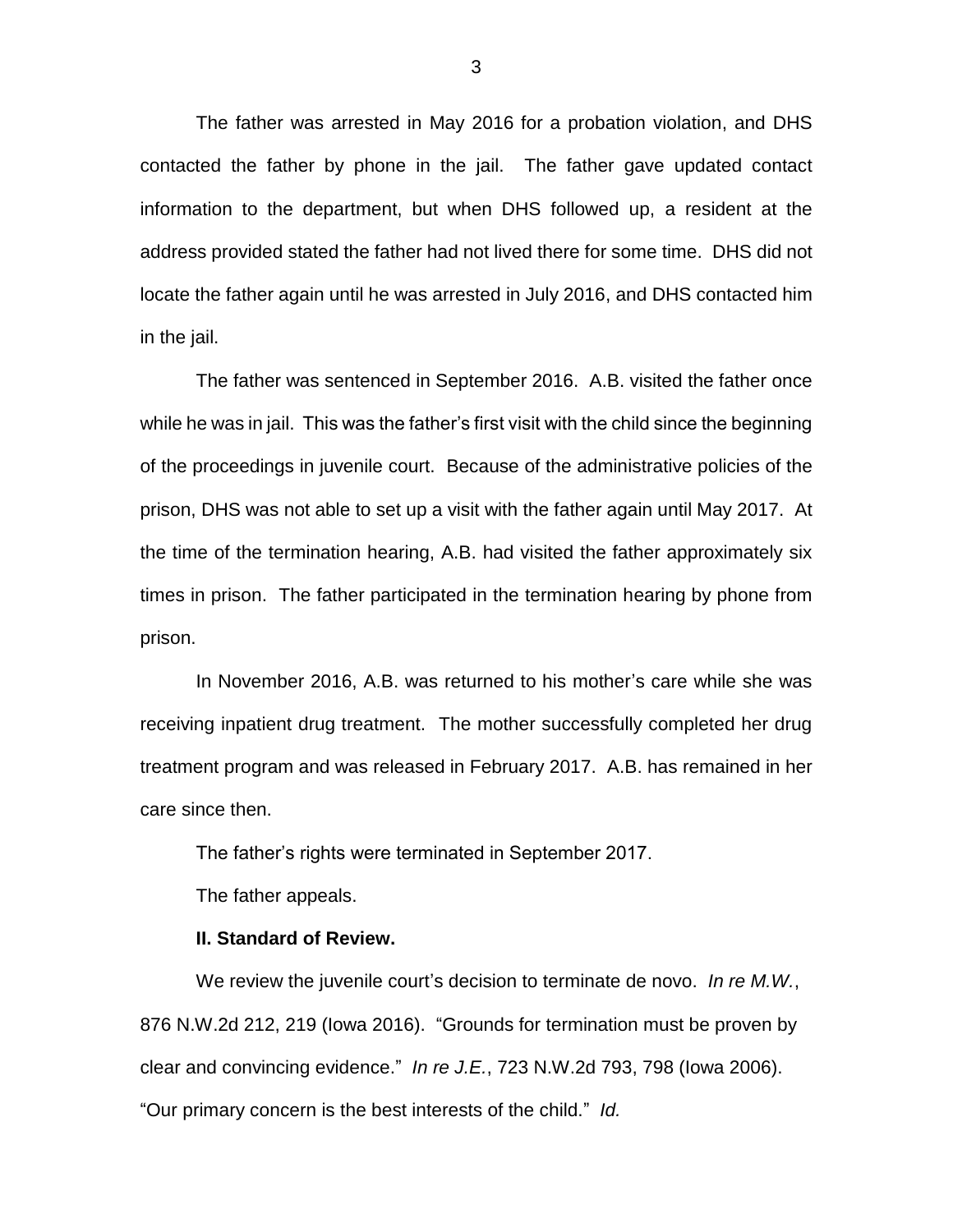The father was arrested in May 2016 for a probation violation, and DHS contacted the father by phone in the jail. The father gave updated contact information to the department, but when DHS followed up, a resident at the address provided stated the father had not lived there for some time. DHS did not locate the father again until he was arrested in July 2016, and DHS contacted him in the jail.

The father was sentenced in September 2016. A.B. visited the father once while he was in jail. This was the father's first visit with the child since the beginning of the proceedings in juvenile court. Because of the administrative policies of the prison, DHS was not able to set up a visit with the father again until May 2017. At the time of the termination hearing, A.B. had visited the father approximately six times in prison. The father participated in the termination hearing by phone from prison.

In November 2016, A.B. was returned to his mother's care while she was receiving inpatient drug treatment. The mother successfully completed her drug treatment program and was released in February 2017. A.B. has remained in her care since then.

The father's rights were terminated in September 2017.

The father appeals.

**II. Standard of Review.**

We review the juvenile court's decision to terminate de novo. *In re M.W.*, 876 N.W.2d 212, 219 (Iowa 2016). "Grounds for termination must be proven by clear and convincing evidence." *In re J.E.*, 723 N.W.2d 793, 798 (Iowa 2006). "Our primary concern is the best interests of the child." *Id.*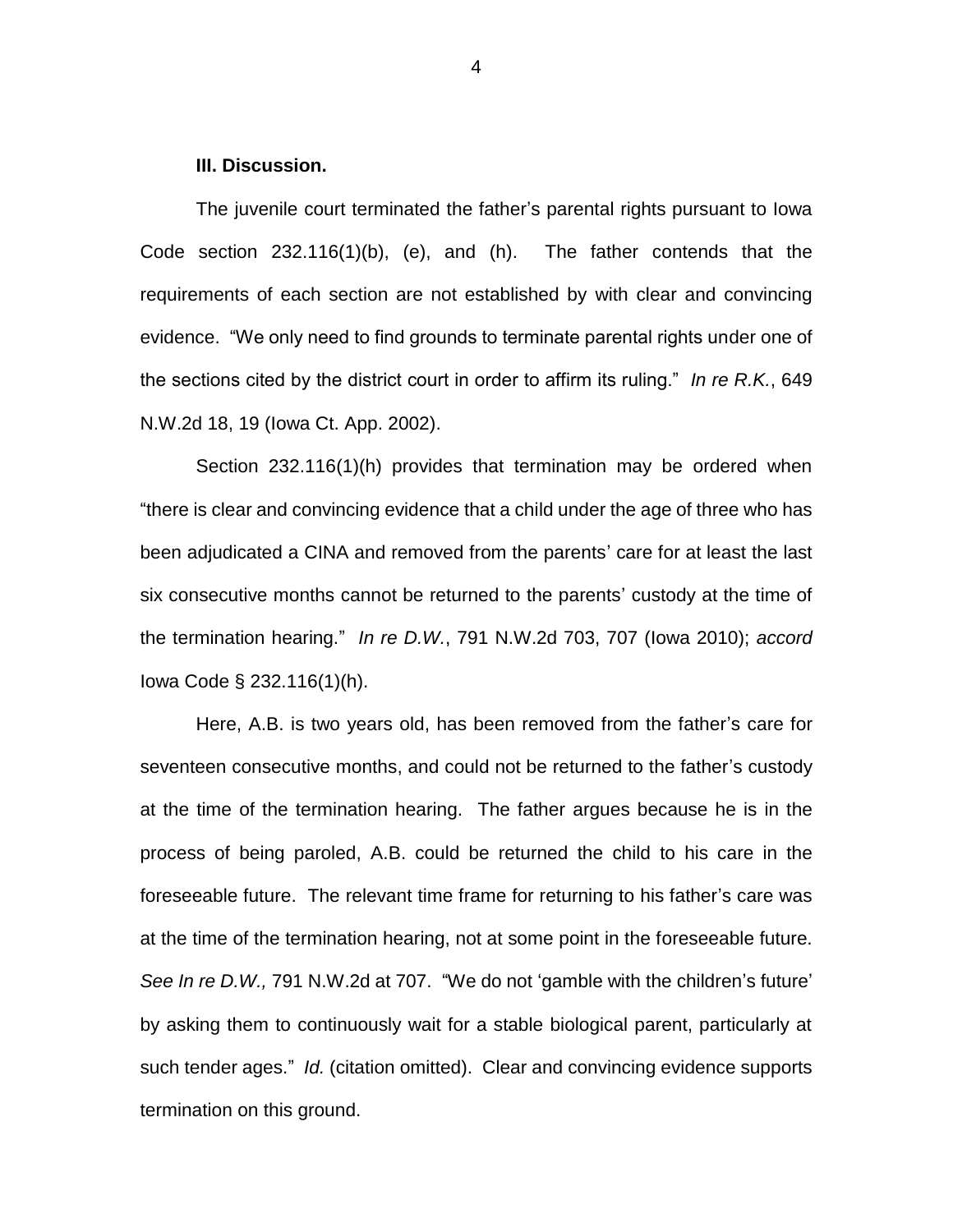**III. Discussion.**

The juvenile court terminated the father's parental rights pursuant to Iowa Code section 232.116(1)(b), (e), and (h). The father contends that the requirements of each section are not established by with clear and convincing evidence. "We only need to find grounds to terminate parental rights under one of the sections cited by the district court in order to affirm its ruling." *In re R.K.*, 649 N.W.2d 18, 19 (Iowa Ct. App. 2002).

Section 232.116(1)(h) provides that termination may be ordered when "there is clear and convincing evidence that a child under the age of three who has been adjudicated a CINA and removed from the parents' care for at least the last six consecutive months cannot be returned to the parents' custody at the time of the termination hearing." *In re D.W.*, 791 N.W.2d 703, 707 (Iowa 2010); *accord* Iowa Code § 232.116(1)(h).

Here, A.B. is two years old, has been removed from the father's care for seventeen consecutive months, and could not be returned to the father's custody at the time of the termination hearing. The father argues because he is in the process of being paroled, A.B. could be returned the child to his care in the foreseeable future. The relevant time frame for returning to his father's care was at the time of the termination hearing, not at some point in the foreseeable future. *See In re D.W.,* 791 N.W.2d at 707. "We do not 'gamble with the children's future' by asking them to continuously wait for a stable biological parent, particularly at such tender ages." *Id.* (citation omitted). Clear and convincing evidence supports termination on this ground.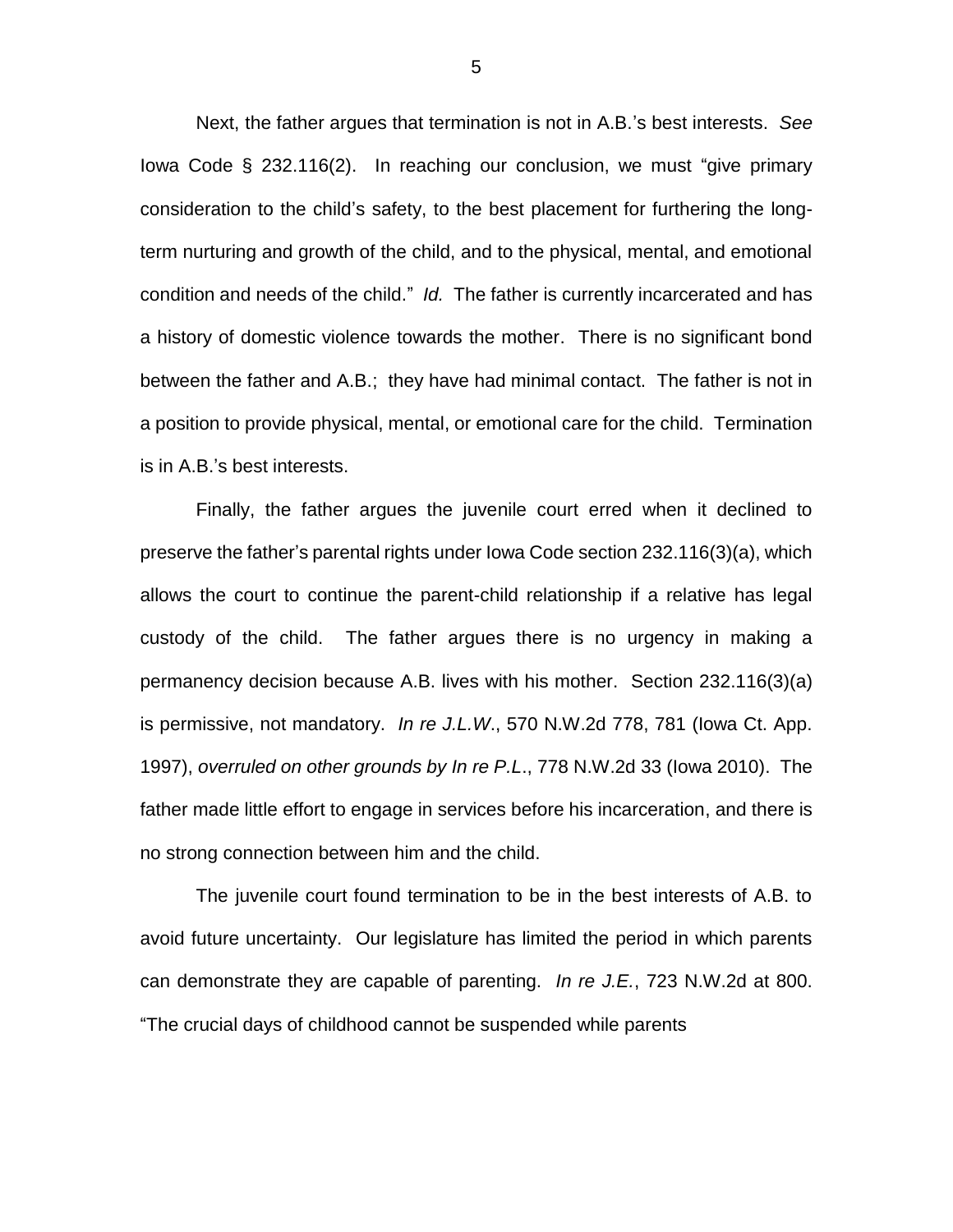Next, the father argues that termination is not in A.B.'s best interests. *See* Iowa Code § 232.116(2). In reaching our conclusion, we must "give primary consideration to the child's safety, to the best placement for furthering the long-term nurturing and growth of the child, and to the physical, mental, and emotional condition and needs of the child." *Id.* The father is currently incarcerated and has a history of domestic violence towards the mother. There is no significant bond between the father and A.B.; they have had minimal contact. The father is not in a position to provide physical, mental, or emotional care for the child. Termination is in A.B.'s best interests.

Finally, the father argues the juvenile court erred when it declined to preserve the father's parental rights under Iowa Code section 232.116(3)(a), which allows the court to continue the parent-child relationship if a relative has legal custody of the child. The father argues there is no urgency in making a permanency decision because A.B. lives with his mother. Section 232.116(3)(a) is permissive, not mandatory. *In re J.L.W*., 570 N.W.2d 778, 781 (Iowa Ct. App. 1997), *overruled on other grounds by In re P.L*., 778 N.W.2d 33 (Iowa 2010). The father made little effort to engage in services before his incarceration, and there is no strong connection between him and the child.

The juvenile court found termination to be in the best interests of A.B. to avoid future uncertainty. Our legislature has limited the period in which parents can demonstrate they are capable of parenting. *In re J.E.*, 723 N.W.2d at 800. "The crucial days of childhood cannot be suspended while parents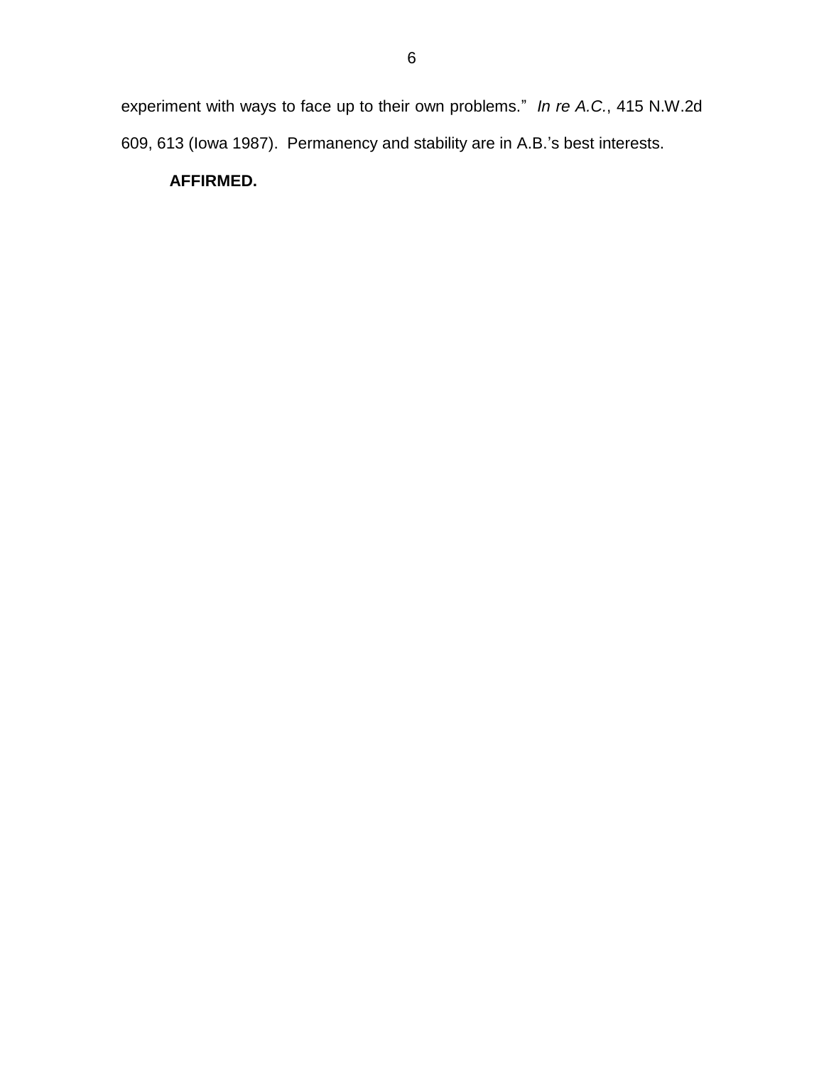experiment with ways to face up to their own problems." *In re A.C.*, 415 N.W.2d 609, 613 (Iowa 1987). Permanency and stability are in A.B.'s best interests.

**AFFIRMED.**